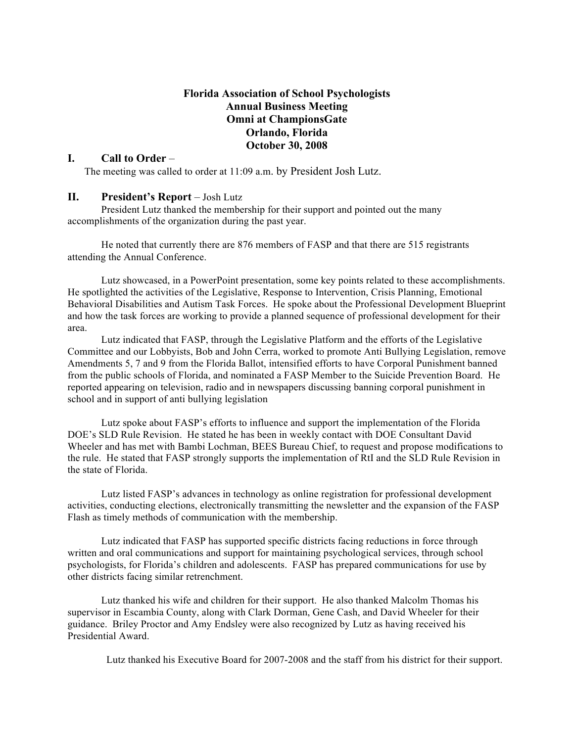**Florida Association of School Psychologists**
**Annual Business Meeting**
**Omni at ChampionsGate**
**Orlando, Florida**
**October 30, 2008**

## I. Call to Order –

The meeting was called to order at 11:09 a.m. by President Josh Lutz.

## II. President's Report – Josh Lutz

President Lutz thanked the membership for their support and pointed out the many accomplishments of the organization during the past year.

He noted that currently there are 876 members of FASP and that there are 515 registrants attending the Annual Conference.

Lutz showcased, in a PowerPoint presentation, some key points related to these accomplishments. He spotlighted the activities of the Legislative, Response to Intervention, Crisis Planning, Emotional Behavioral Disabilities and Autism Task Forces. He spoke about the Professional Development Blueprint and how the task forces are working to provide a planned sequence of professional development for their area.

Lutz indicated that FASP, through the Legislative Platform and the efforts of the Legislative Committee and our Lobbyists, Bob and John Cerra, worked to promote Anti Bullying Legislation, remove Amendments 5, 7 and 9 from the Florida Ballot, intensified efforts to have Corporal Punishment banned from the public schools of Florida, and nominated a FASP Member to the Suicide Prevention Board. He reported appearing on television, radio and in newspapers discussing banning corporal punishment in school and in support of anti bullying legislation

Lutz spoke about FASP's efforts to influence and support the implementation of the Florida DOE's SLD Rule Revision. He stated he has been in weekly contact with DOE Consultant David Wheeler and has met with Bambi Lochman, BEES Bureau Chief, to request and propose modifications to the rule. He stated that FASP strongly supports the implementation of RtI and the SLD Rule Revision in the state of Florida.

Lutz listed FASP's advances in technology as online registration for professional development activities, conducting elections, electronically transmitting the newsletter and the expansion of the FASP Flash as timely methods of communication with the membership.

Lutz indicated that FASP has supported specific districts facing reductions in force through written and oral communications and support for maintaining psychological services, through school psychologists, for Florida's children and adolescents. FASP has prepared communications for use by other districts facing similar retrenchment.

Lutz thanked his wife and children for their support. He also thanked Malcolm Thomas his supervisor in Escambia County, along with Clark Dorman, Gene Cash, and David Wheeler for their guidance. Briley Proctor and Amy Endsley were also recognized by Lutz as having received his Presidential Award.

Lutz thanked his Executive Board for 2007-2008 and the staff from his district for their support.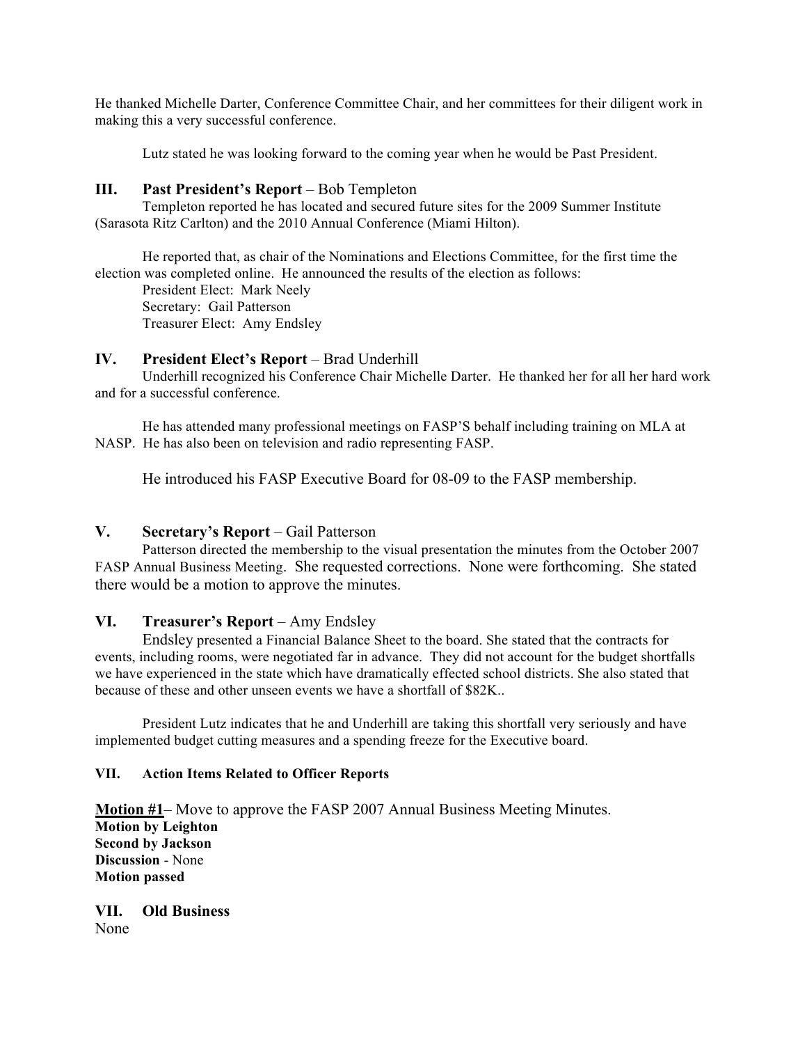He thanked Michelle Darter, Conference Committee Chair, and her committees for their diligent work in making this a very successful conference.

Lutz stated he was looking forward to the coming year when he would be Past President.

## III. **Past President's Report** – Bob Templeton

Templeton reported he has located and secured future sites for the 2009 Summer Institute (Sarasota Ritz Carlton) and the 2010 Annual Conference (Miami Hilton).

He reported that, as chair of the Nominations and Elections Committee, for the first time the election was completed online. He announced the results of the election as follows:

President Elect: Mark Neely
Secretary: Gail Patterson
Treasurer Elect: Amy Endsley

## IV. **President Elect's Report** – Brad Underhill

Underhill recognized his Conference Chair Michelle Darter. He thanked her for all her hard work and for a successful conference.

He has attended many professional meetings on FASP'S behalf including training on MLA at NASP. He has also been on television and radio representing FASP.

He introduced his FASP Executive Board for 08-09 to the FASP membership.

## V. **Secretary's Report** – Gail Patterson

Patterson directed the membership to the visual presentation the minutes from the October 2007 FASP Annual Business Meeting. She requested corrections. None were forthcoming. She stated there would be a motion to approve the minutes.

## VI. **Treasurer's Report** – Amy Endsley

Endsley presented a Financial Balance Sheet to the board. She stated that the contracts for events, including rooms, were negotiated far in advance. They did not account for the budget shortfalls we have experienced in the state which have dramatically effected school districts. She also stated that because of these and other unseen events we have a shortfall of $82K..

President Lutz indicates that he and Underhill are taking this shortfall very seriously and have implemented budget cutting measures and a spending freeze for the Executive board.

## VII. Action Items Related to Officer Reports

**Motion #1**– Move to approve the FASP 2007 Annual Business Meeting Minutes.
**Motion by Leighton**
**Second by Jackson**
**Discussion** - None
**Motion passed**

## VII. Old Business

None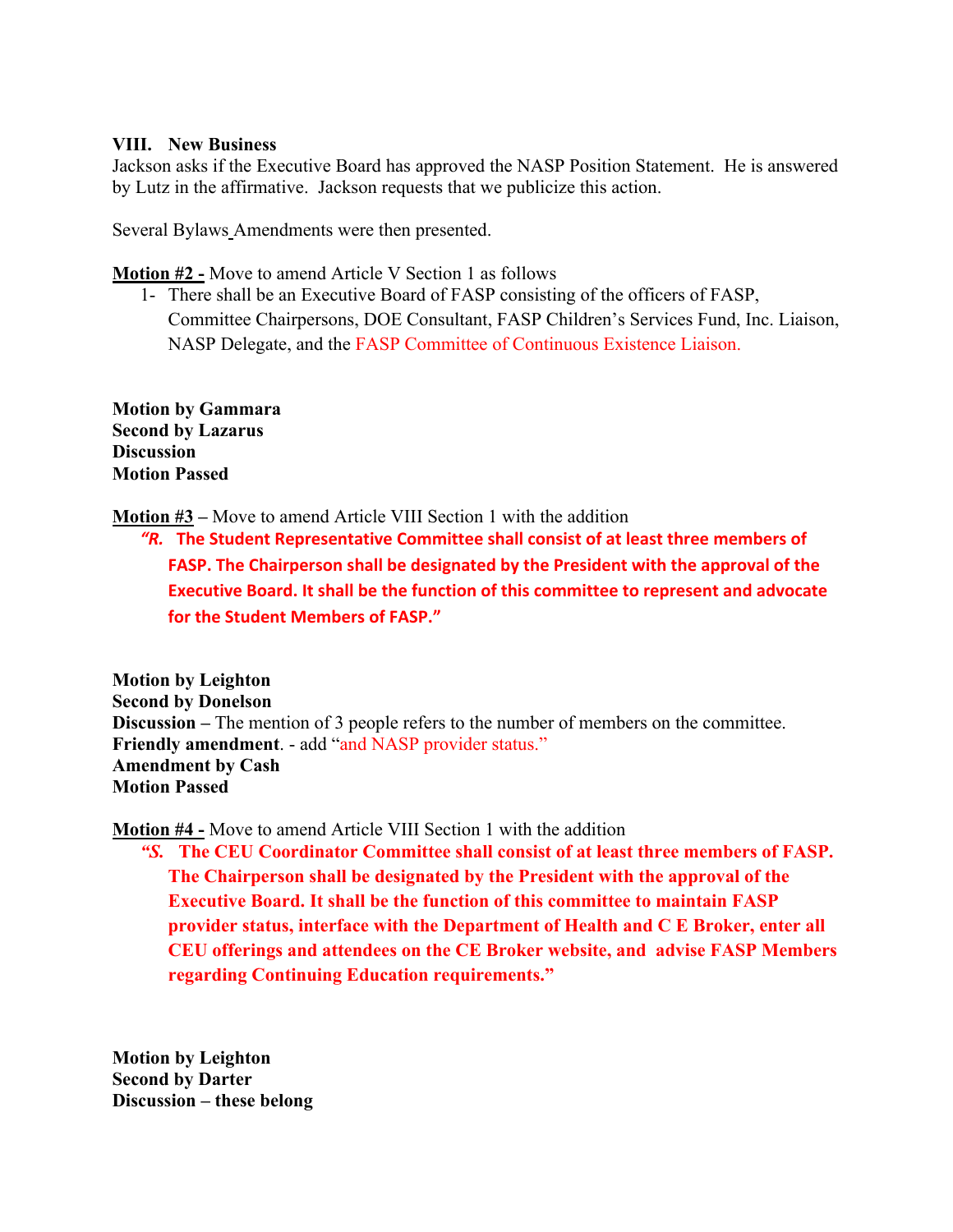**VIII. New Business**

Jackson asks if the Executive Board has approved the NASP Position Statement. He is answered by Lutz in the affirmative. Jackson requests that we publicize this action.

Several Bylaws Amendments were then presented.

**Motion #2 -** Move to amend Article V Section 1 as follows

1- There shall be an Executive Board of FASP consisting of the officers of FASP, Committee Chairpersons, DOE Consultant, FASP Children's Services Fund, Inc. Liaison, NASP Delegate, and the FASP Committee of Continuous Existence Liaison.

**Motion by Gammara**
**Second by Lazarus**
**Discussion**
**Motion Passed**

**Motion #3** – Move to amend Article VIII Section 1 with the addition

***"R.*** **The Student Representative Committee shall consist of at least three members of FASP. The Chairperson shall be designated by the President with the approval of the Executive Board. It shall be the function of this committee to represent and advocate for the Student Members of FASP."**

**Motion by Leighton**
**Second by Donelson**
**Discussion** – The mention of 3 people refers to the number of members on the committee.
**Friendly amendment**. - add "and NASP provider status."
**Amendment by Cash**
**Motion Passed**

**Motion #4 -** Move to amend Article VIII Section 1 with the addition

***"S.*** **The CEU Coordinator Committee shall consist of at least three members of FASP. The Chairperson shall be designated by the President with the approval of the Executive Board. It shall be the function of this committee to maintain FASP provider status, interface with the Department of Health and C E Broker, enter all CEU offerings and attendees on the CE Broker website, and advise FASP Members regarding Continuing Education requirements."**

**Motion by Leighton**
**Second by Darter**
**Discussion – these belong**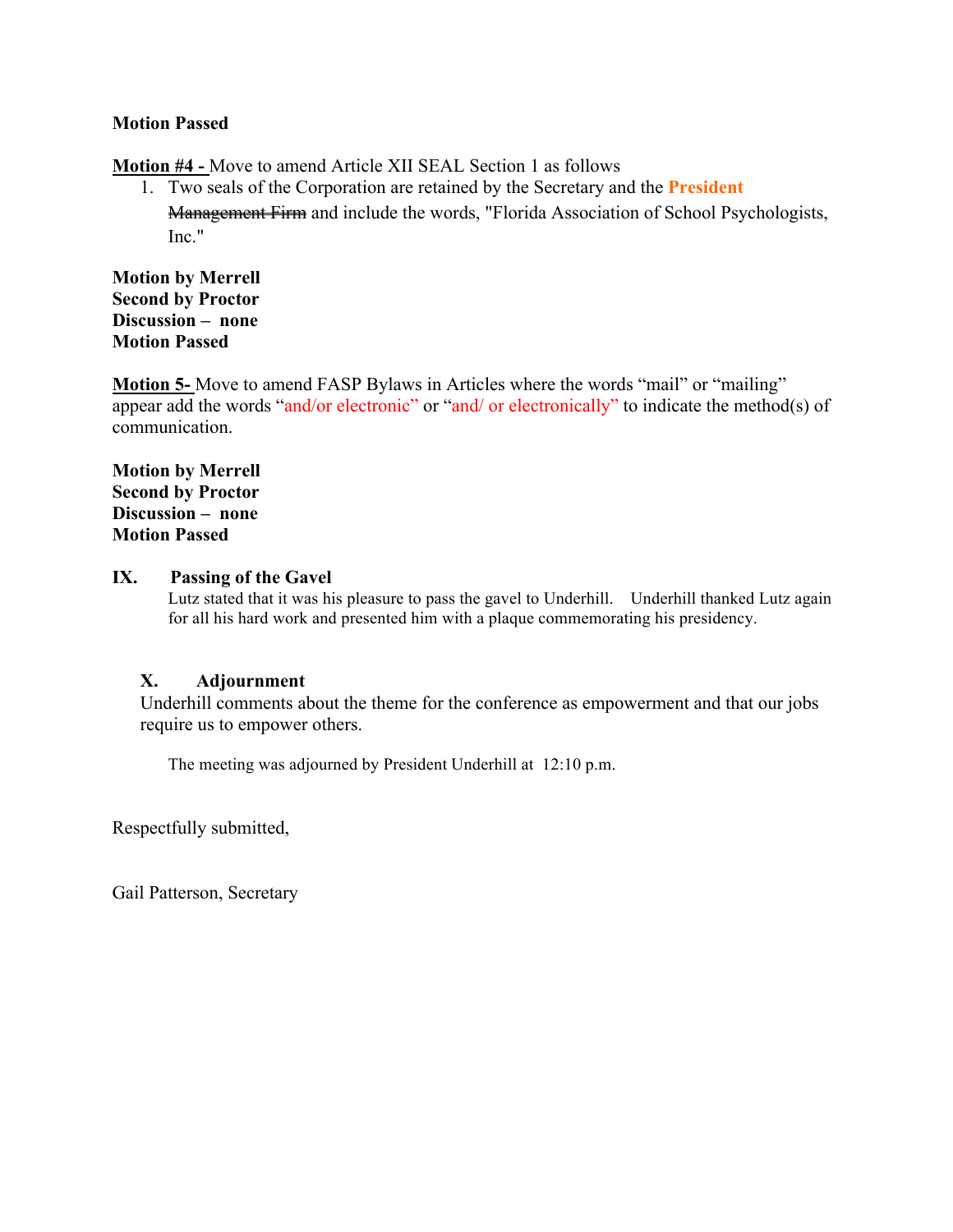**Motion Passed**

**Motion #4 -** Move to amend Article XII SEAL Section 1 as follows

1. Two seals of the Corporation are retained by the Secretary and the **President** ~~Management Firm~~ and include the words, "Florida Association of School Psychologists, Inc."

**Motion by Merrell**
**Second by Proctor**
**Discussion – none**
**Motion Passed**

**Motion 5-** Move to amend FASP Bylaws in Articles where the words "mail" or "mailing" appear add the words "and/or electronic" or "and/ or electronically" to indicate the method(s) of communication.

**Motion by Merrell**
**Second by Proctor**
**Discussion – none**
**Motion Passed**

## IX. Passing of the Gavel

Lutz stated that it was his pleasure to pass the gavel to Underhill. Underhill thanked Lutz again for all his hard work and presented him with a plaque commemorating his presidency.

## X. Adjournment

Underhill comments about the theme for the conference as empowerment and that our jobs require us to empower others.

The meeting was adjourned by President Underhill at 12:10 p.m.

Respectfully submitted,

Gail Patterson, Secretary